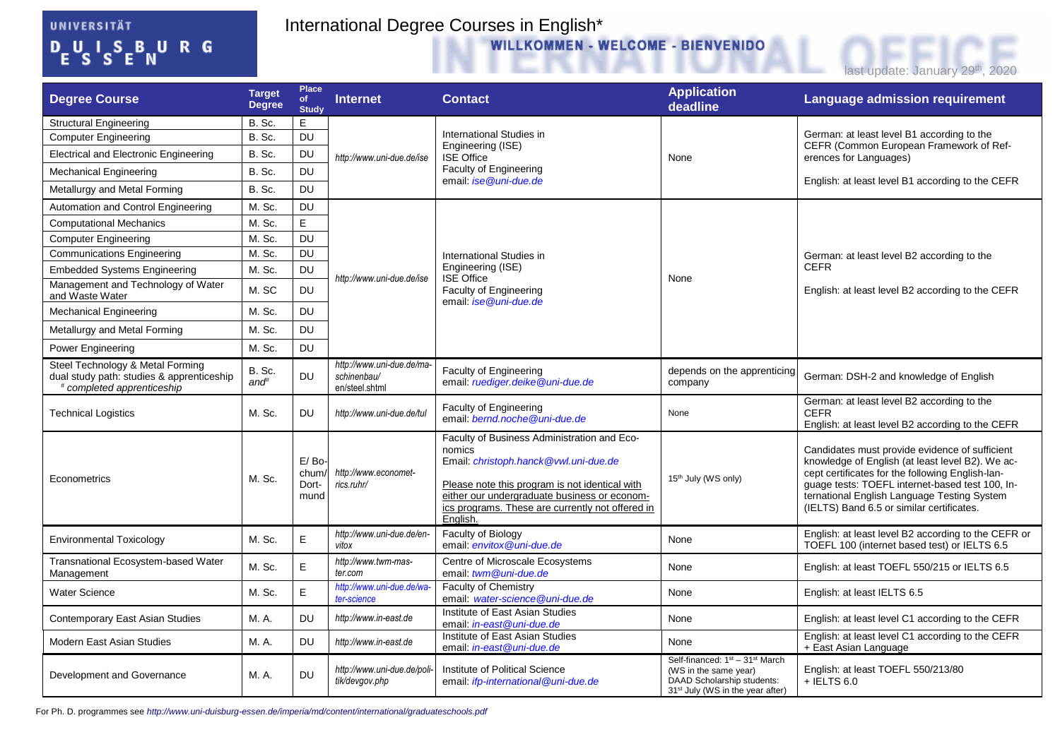UNIVERSITÄT DUISBURG ESSEN

# International Degree Courses in English*

WILLKOMMEN - WELCOME - BIENVENIDO

INTERNATIONAL OFFICE

last update: January 29th, 2020

| Degree Course | Target Degree | Place of Study | Internet | Contact | Application deadline | Language admission requirement |
|---|---|---|---|---|---|---|
| Structural Engineering | B. Sc. | E | *http://www.uni-due.de/ise* | International Studies in Engineering (ISE)<br>ISE Office<br>Faculty of Engineering<br>email: *ise@uni-due.de* | None | German: at least level B1 according to the CEFR (Common European Framework of References for Languages)<br><br>English: at least level B1 according to the CEFR |
| Computer Engineering | B. Sc. | DU | | | | |
| Electrical and Electronic Engineering | B. Sc. | DU | | | | |
| Mechanical Engineering | B. Sc. | DU | | | | |
| Metallurgy and Metal Forming | B. Sc. | DU | | | | |
| Automation and Control Engineering | M. Sc. | DU | *http://www.uni-due.de/ise* | International Studies in Engineering (ISE)<br>ISE Office<br>Faculty of Engineering<br>email: *ise@uni-due.de* | None | German: at least level B2 according to the CEFR<br><br>English: at least level B2 according to the CEFR |
| Computational Mechanics | M. Sc. | E | | | | |
| Computer Engineering | M. Sc. | DU | | | | |
| Communications Engineering | M. Sc. | DU | | | | |
| Embedded Systems Engineering | M. Sc. | DU | | | | |
| Management and Technology of Water and Waste Water | M. SC | DU | | | | |
| Mechanical Engineering | M. Sc. | DU | | | | |
| Metallurgy and Metal Forming | M. Sc. | DU | | | | |
| Power Engineering | M. Sc. | DU | | | | |
| Steel Technology & Metal Forming dual study path: studies & apprenticeship<br>*# completed apprenticeship* | B. Sc. *and#* | DU | *http://www.uni-due.de/maschinenbau/en/steel.shtml* | Faculty of Engineering<br>email: *ruediger.deike@uni-due.de* | depends on the apprenticing company | German: DSH-2 and knowledge of English |
| Technical Logistics | M. Sc. | DU | *http://www.uni-due.de/tul* | Faculty of Engineering<br>email: *bernd.noche@uni-due.de* | None | German: at least level B2 according to the CEFR<br>English: at least level B2 according to the CEFR |
| Econometrics | M. Sc. | E/ Bochum/ Dortmund | *http://www.econometrics.ruhr/* | Faculty of Business Administration and Economics<br>Email: *christoph.hanck@vwl.uni-due.de*<br><br>Please note this program is not identical with either our undergraduate business or economics programs. These are currently not offered in English. | 15th July (WS only) | Candidates must provide evidence of sufficient knowledge of English (at least level B2). We accept certificates for the following English-language tests: TOEFL internet-based test 100, International English Language Testing System (IELTS) Band 6.5 or similar certificates. |
| Environmental Toxicology | M. Sc. | E | *http://www.uni-due.de/envitox* | Faculty of Biology<br>email: *envitox@uni-due.de* | None | English: at least level B2 according to the CEFR or TOEFL 100 (internet based test) or IELTS 6.5 |
| Transnational Ecosystem-based Water Management | M. Sc. | E | *http://www.twm-master.com* | Centre of Microscale Ecosystems<br>email: *twm@uni-due.de* | None | English: at least TOEFL 550/215 or IELTS 6.5 |
| Water Science | M. Sc. | E | *http://www.uni-due.de/water-science* | Faculty of Chemistry<br>email: *water-science@uni-due.de* | None | English: at least IELTS 6.5 |
| Contemporary East Asian Studies | M. A. | DU | *http://www.in-east.de* | Institute of East Asian Studies<br>email: *in-east@uni-due.de* | None | English: at least level C1 according to the CEFR |
| Modern East Asian Studies | M. A. | DU | *http://www.in-east.de* | Institute of East Asian Studies<br>email: *in-east@uni-due.de* | None | English: at least level C1 according to the CEFR + East Asian Language |
| Development and Governance | M. A. | DU | *http://www.uni-due.de/politik/devgov.php* | Institute of Political Science<br>email: *ifp-international@uni-due.de* | Self-financed: 1st – 31st March (WS in the same year)<br>DAAD Scholarship students: 31st July (WS in the year after) | English: at least TOEFL 550/213/80 + IELTS 6.0 |

For Ph. D. programmes see *http://www.uni-duisburg-essen.de/imperia/md/content/international/graduateschools.pdf*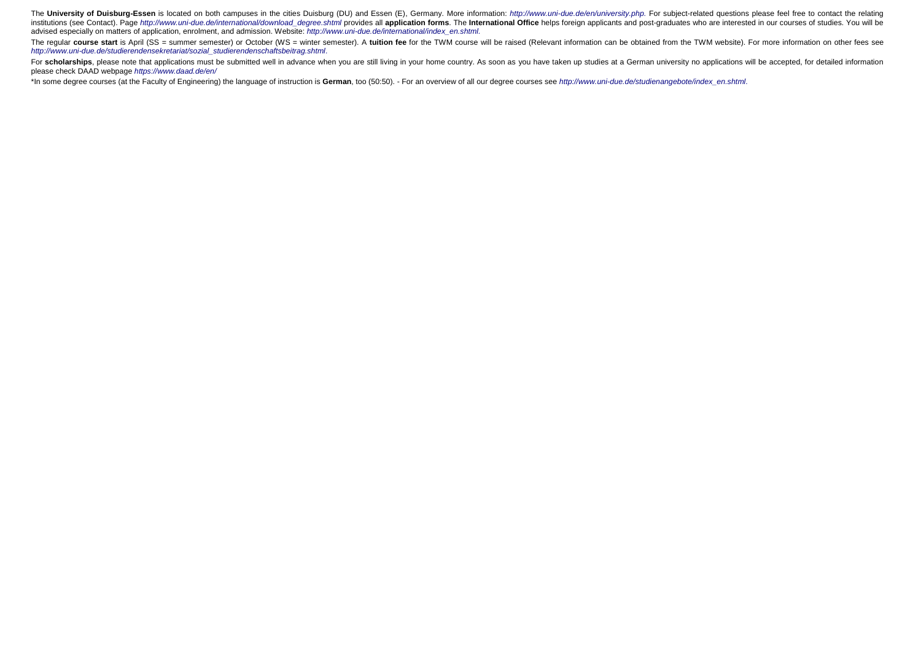The **University of Duisburg-Essen** is located on both campuses in the cities Duisburg (DU) and Essen (E), Germany. More information: *http://www.uni-due.de/en/university.php*. For subject-related questions please feel free to contact the relating institutions (see Contact). Page *http://www.uni-due.de/international/download_degree.shtml* provides all **application forms**. The **International Office** helps foreign applicants and post-graduates who are interested in our courses of studies. You will be advised especially on matters of application, enrolment, and admission. Website: *http://www.uni-due.de/international/index_en.shtml*.

The regular **course start** is April (SS = summer semester) or October (WS = winter semester). A **tuition fee** for the TWM course will be raised (Relevant information can be obtained from the TWM website). For more information on other fees see *http://www.uni-due.de/studierendensekretariat/sozial_studierendenschaftsbeitrag.shtml*.

For **scholarships**, please note that applications must be submitted well in advance when you are still living in your home country. As soon as you have taken up studies at a German university no applications will be accepted, for detailed information please check DAAD webpage *https://www.daad.de/en/*

*In some degree courses (at the Faculty of Engineering) the language of instruction is **German**, too (50:50). - For an overview of all our degree courses see *http://www.uni-due.de/studienangebote/index_en.shtml*.